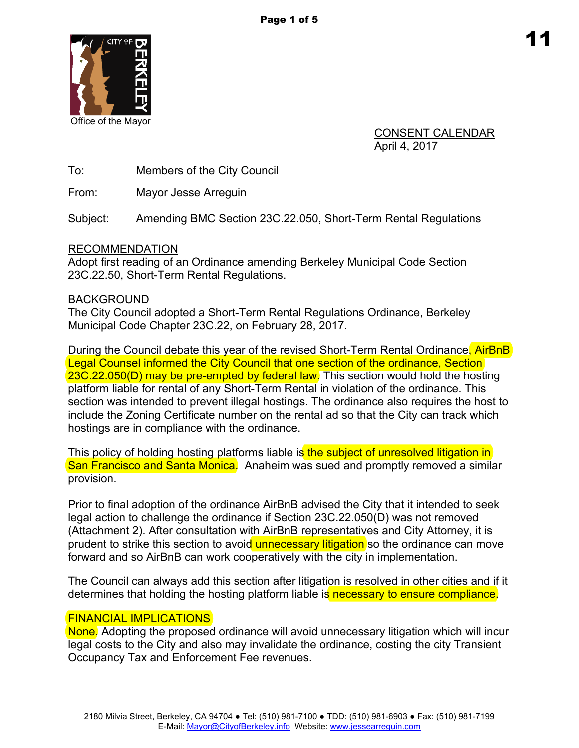Office of the Mayor

CONSENT CALENDAR
April 4, 2017

To: Members of the City Council

From: Mayor Jesse Arreguin

Subject: Amending BMC Section 23C.22.050, Short-Term Rental Regulations

## RECOMMENDATION

Adopt first reading of an Ordinance amending Berkeley Municipal Code Section 23C.22.50, Short-Term Rental Regulations.

## BACKGROUND

The City Council adopted a Short-Term Rental Regulations Ordinance, Berkeley Municipal Code Chapter 23C.22, on February 28, 2017.

During the Council debate this year of the revised Short-Term Rental Ordinance, AirBnB Legal Counsel informed the City Council that one section of the ordinance, Section 23C.22.050(D) may be pre-empted by federal law. This section would hold the hosting platform liable for rental of any Short-Term Rental in violation of the ordinance. This section was intended to prevent illegal hostings. The ordinance also requires the host to include the Zoning Certificate number on the rental ad so that the City can track which hostings are in compliance with the ordinance.

This policy of holding hosting platforms liable is the subject of unresolved litigation in San Francisco and Santa Monica. Anaheim was sued and promptly removed a similar provision.

Prior to final adoption of the ordinance AirBnB advised the City that it intended to seek legal action to challenge the ordinance if Section 23C.22.050(D) was not removed (Attachment 2). After consultation with AirBnB representatives and City Attorney, it is prudent to strike this section to avoid unnecessary litigation so the ordinance can move forward and so AirBnB can work cooperatively with the city in implementation.

The Council can always add this section after litigation is resolved in other cities and if it determines that holding the hosting platform liable is necessary to ensure compliance.

## FINANCIAL IMPLICATIONS

None. Adopting the proposed ordinance will avoid unnecessary litigation which will incur legal costs to the City and also may invalidate the ordinance, costing the city Transient Occupancy Tax and Enforcement Fee revenues.

2180 Milvia Street, Berkeley, CA 94704 ● Tel: (510) 981-7100 ● TDD: (510) 981-6903 ● Fax: (510) 981-7199
E-Mail: Mayor@CityofBerkeley.info Website: www.jessearreguin.com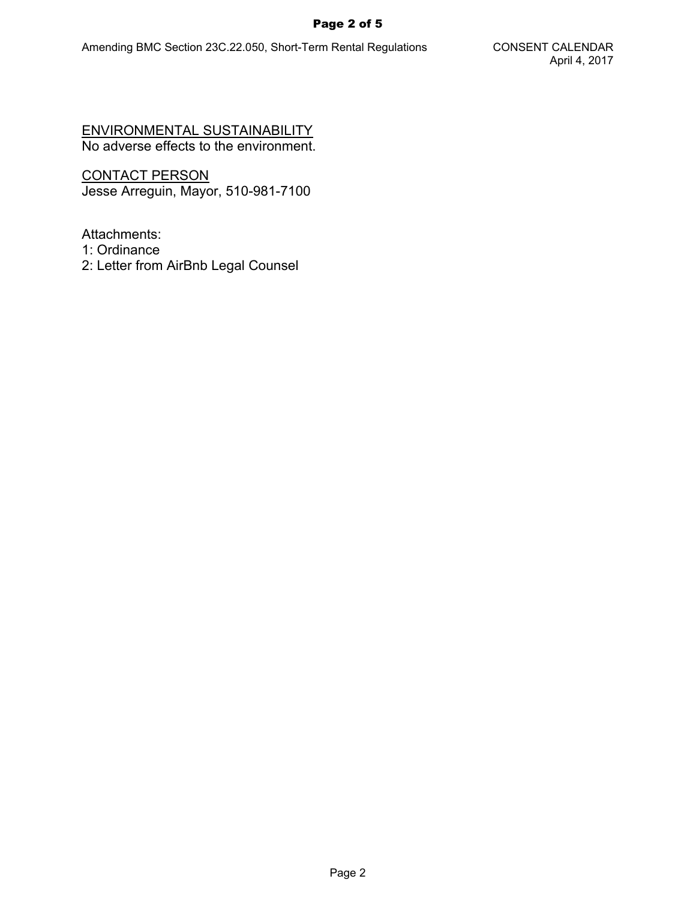ENVIRONMENTAL SUSTAINABILITY

No adverse effects to the environment.

CONTACT PERSON

Jesse Arreguin, Mayor, 510-981-7100

Attachments:
1: Ordinance
2: Letter from AirBnb Legal Counsel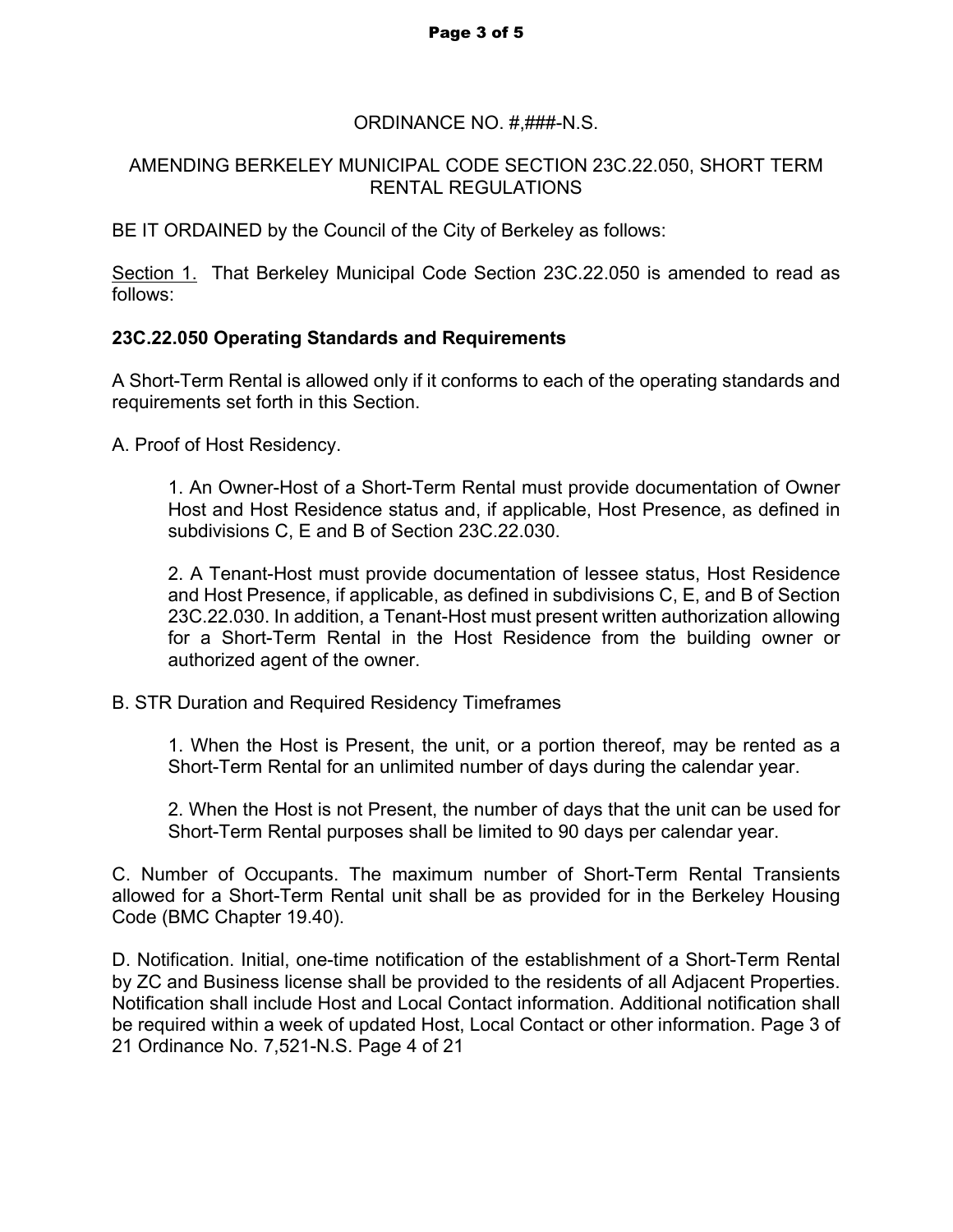ORDINANCE NO. #,###-N.S.

AMENDING BERKELEY MUNICIPAL CODE SECTION 23C.22.050, SHORT TERM RENTAL REGULATIONS

BE IT ORDAINED by the Council of the City of Berkeley as follows:

Section 1. That Berkeley Municipal Code Section 23C.22.050 is amended to read as follows:

**23C.22.050 Operating Standards and Requirements**

A Short-Term Rental is allowed only if it conforms to each of the operating standards and requirements set forth in this Section.

A. Proof of Host Residency.

> 1. An Owner-Host of a Short-Term Rental must provide documentation of Owner Host and Host Residence status and, if applicable, Host Presence, as defined in subdivisions C, E and B of Section 23C.22.030.
>
> 2. A Tenant-Host must provide documentation of lessee status, Host Residence and Host Presence, if applicable, as defined in subdivisions C, E, and B of Section 23C.22.030. In addition, a Tenant-Host must present written authorization allowing for a Short-Term Rental in the Host Residence from the building owner or authorized agent of the owner.

B. STR Duration and Required Residency Timeframes

> 1. When the Host is Present, the unit, or a portion thereof, may be rented as a Short-Term Rental for an unlimited number of days during the calendar year.
>
> 2. When the Host is not Present, the number of days that the unit can be used for Short-Term Rental purposes shall be limited to 90 days per calendar year.

C. Number of Occupants. The maximum number of Short-Term Rental Transients allowed for a Short-Term Rental unit shall be as provided for in the Berkeley Housing Code (BMC Chapter 19.40).

D. Notification. Initial, one-time notification of the establishment of a Short-Term Rental by ZC and Business license shall be provided to the residents of all Adjacent Properties. Notification shall include Host and Local Contact information. Additional notification shall be required within a week of updated Host, Local Contact or other information. Page 3 of 21 Ordinance No. 7,521-N.S. Page 4 of 21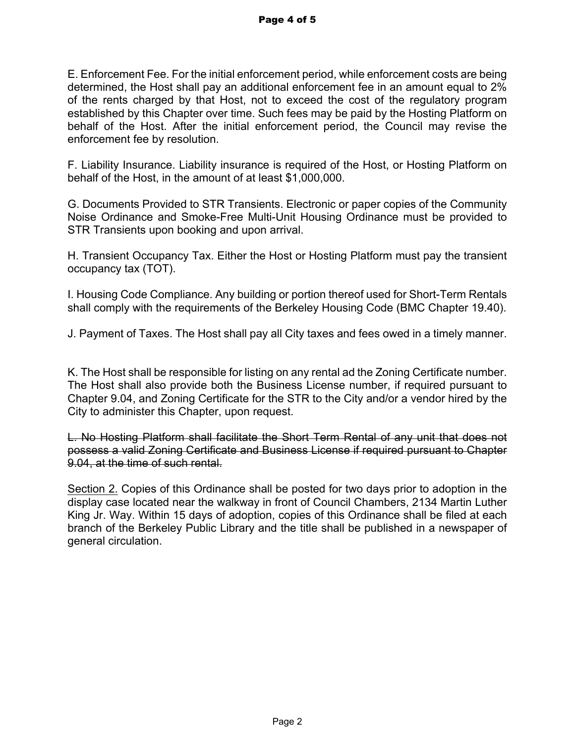E. Enforcement Fee. For the initial enforcement period, while enforcement costs are being determined, the Host shall pay an additional enforcement fee in an amount equal to 2% of the rents charged by that Host, not to exceed the cost of the regulatory program established by this Chapter over time. Such fees may be paid by the Hosting Platform on behalf of the Host. After the initial enforcement period, the Council may revise the enforcement fee by resolution.

F. Liability Insurance. Liability insurance is required of the Host, or Hosting Platform on behalf of the Host, in the amount of at least $1,000,000.

G. Documents Provided to STR Transients. Electronic or paper copies of the Community Noise Ordinance and Smoke-Free Multi-Unit Housing Ordinance must be provided to STR Transients upon booking and upon arrival.

H. Transient Occupancy Tax. Either the Host or Hosting Platform must pay the transient occupancy tax (TOT).

I. Housing Code Compliance. Any building or portion thereof used for Short-Term Rentals shall comply with the requirements of the Berkeley Housing Code (BMC Chapter 19.40).

J. Payment of Taxes. The Host shall pay all City taxes and fees owed in a timely manner.

K. The Host shall be responsible for listing on any rental ad the Zoning Certificate number. The Host shall also provide both the Business License number, if required pursuant to Chapter 9.04, and Zoning Certificate for the STR to the City and/or a vendor hired by the City to administer this Chapter, upon request.

~~L. No Hosting Platform shall facilitate the Short Term Rental of any unit that does not possess a valid Zoning Certificate and Business License if required pursuant to Chapter 9.04, at the time of such rental.~~

<u>Section 2.</u> Copies of this Ordinance shall be posted for two days prior to adoption in the display case located near the walkway in front of Council Chambers, 2134 Martin Luther King Jr. Way. Within 15 days of adoption, copies of this Ordinance shall be filed at each branch of the Berkeley Public Library and the title shall be published in a newspaper of general circulation.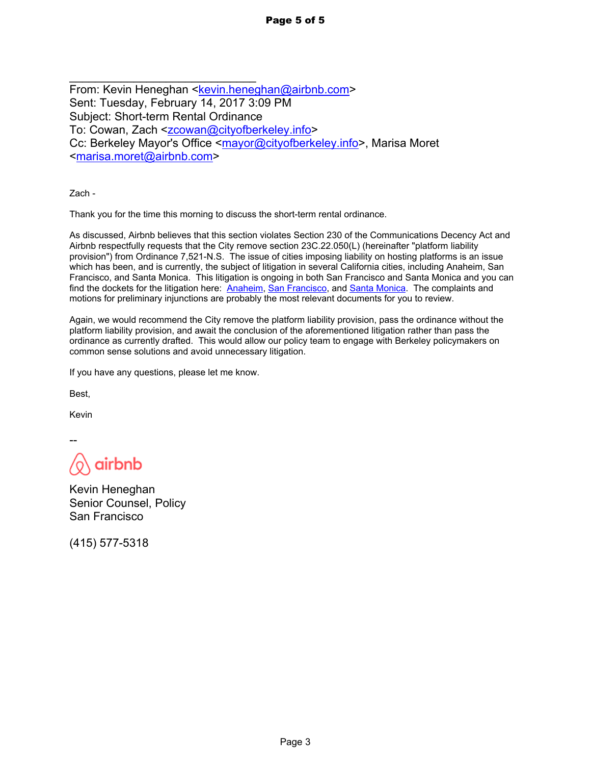---

From: Kevin Heneghan <kevin.heneghan@airbnb.com>
Sent: Tuesday, February 14, 2017 3:09 PM
Subject: Short-term Rental Ordinance
To: Cowan, Zach <zcowan@cityofberkeley.info>
Cc: Berkeley Mayor's Office <mayor@cityofberkeley.info>, Marisa Moret <marisa.moret@airbnb.com>

Zach -

Thank you for the time this morning to discuss the short-term rental ordinance.

As discussed, Airbnb believes that this section violates Section 230 of the Communications Decency Act and Airbnb respectfully requests that the City remove section 23C.22.050(L) (hereinafter "platform liability provision") from Ordinance 7,521-N.S. The issue of cities imposing liability on hosting platforms is an issue which has been, and is currently, the subject of litigation in several California cities, including Anaheim, San Francisco, and Santa Monica. This litigation is ongoing in both San Francisco and Santa Monica and you can find the dockets for the litigation here: Anaheim, San Francisco, and Santa Monica. The complaints and motions for preliminary injunctions are probably the most relevant documents for you to review.

Again, we would recommend the City remove the platform liability provision, pass the ordinance without the platform liability provision, and await the conclusion of the aforementioned litigation rather than pass the ordinance as currently drafted. This would allow our policy team to engage with Berkeley policymakers on common sense solutions and avoid unnecessary litigation.

If you have any questions, please let me know.

Best,

Kevin

--

airbnb

Kevin Heneghan
Senior Counsel, Policy
San Francisco

(415) 577-5318